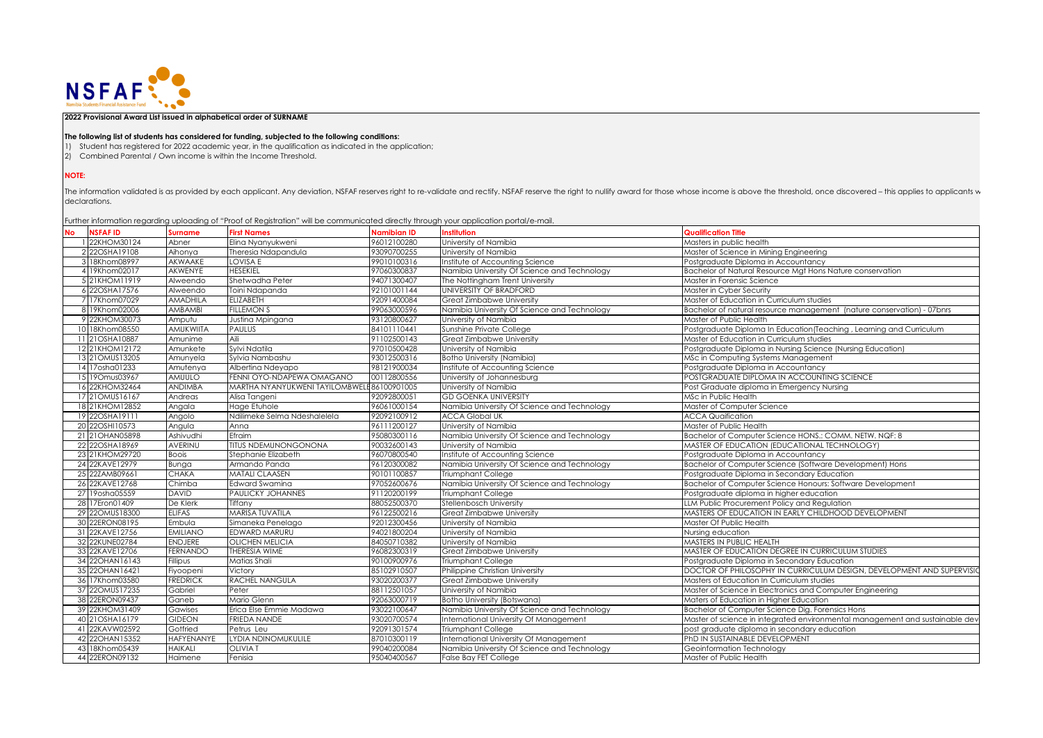**2022 Provisional Award List issued in alphabetical order of SURNAME**

**The following list of students has considered for funding, subjected to the following conditions:**

1) Student has registered for 2022 academic year, in the qualification as indicated in the application;
2) Combined Parental / Own income is within the Income Threshold.

**NOTE:**

The information validated is as provided by each applicant. Any deviation, NSFAF reserves right to re-validate and rectify. NSFAF reserve the right to nullify award for those whose income is above the threshold, once discovered – this applies to applicants w declarations.

Further information regarding uploading of "Proof of Registration" will be communicated directly through your application portal/e-mail.

| No | NSFAF ID | Surname | First Names | Namibian ID | Institution | Qualification Title |
|---|---|---|---|---|---|---|
| 1 | 22KHOM30124 | Abner | Elina Nyanyukweni | 96012100280 | University of Namibia | Masters in public health |
| 2 | 22OSHA19108 | Aihonya | Theresia Ndapandula | 93090700255 | University of Namibia | Master of Science in Mining Engineering |
| 3 | 18Khom08997 | AKWAAKE | LOVISA E | 99010100316 | Institute of Accounting Science | Postgraduate Diploma in Accountancy |
| 4 | 19Khom02017 | AKWENYE | HESEKIEL | 97060300837 | Namibia University Of Science and Technology | Bachelor of Natural Resource Mgt Hons Nature conservation |
| 5 | 21KHOM11919 | Alweendo | Shetwadha Peter | 94071300407 | The Nottingham Trent University | Master in Forensic Science |
| 6 | 22OSHA17576 | Alweendo | Toini Ndapanda | 92101001144 | UNIVERSITY OF BRADFORD | Master in Cyber Security |
| 7 | 17Khom07029 | AMADHILA | ELIZABETH | 92091400084 | Great Zimbabwe University | Master of Education in Curriculum studies |
| 8 | 19Khom02006 | AMBAMBI | FILLEMON S | 99063000596 | Namibia University Of Science and Technology | Bachelor of natural resource management (nature conservation) - 07bnrs |
| 9 | 22KHOM30073 | Amputu | Justina Mpingana | 93120800627 | University of Namibia | Master of Public Health |
| 10 | 18Khom08550 | AMUKWIITA | PAULUS | 84101110441 | Sunshine Private College | Postgraduate Diploma In Education(Teaching , Learning and Curriculum |
| 11 | 21OSHA10887 | Amunime | Aili | 91102500143 | Great Zimbabwe University | Master of Education in Curriculum studies |
| 12 | 21KHOM12172 | Amunkete | Sylvi Ndatila | 97010500428 | University of Namibia | Postgraduate Diploma in Nursing Science (Nursing Education) |
| 13 | 21OMUS13205 | Amunyela | Sylvia Nambashu | 93012500316 | Botho University (Namibia) | MSc in Computing Systems Management |
| 14 | 17osha01233 | Amutenya | Albertina Ndeyapo | 98121900034 | Institute of Accounting Science | Postgraduate Diploma in Accountancy |
| 15 | 19Omus03967 | AMUULO | FENNI OYO-NDAPEWA OMAGANO | 00112800556 | University of Johannesburg | POSTGRADUATE DIPLOMA IN ACCOUNTING SCIENCE |
| 16 | 22KHOM32464 | ANDIMBA | MARTHA NYANYUKWENI TAYILOMBWELE | 86100901005 | University of Namibia | Post Graduate diploma in Emergency Nursing |
| 17 | 21OMUS16167 | Andreas | Alisa Tangeni | 92092800051 | GD GOENKA UNIVERSITY | MSc in Public Health |
| 18 | 21KHOM12852 | Angala | Hage Etuhole | 96061000154 | Namibia University Of Science and Technology | Master of Computer Science |
| 19 | 22OSHA19111 | Angolo | Ndilimeke Selma Ndeshalelela | 92092100912 | ACCA Global UK | ACCA Quaification |
| 20 | 22OSHI10573 | Angula | Anna | 96111200127 | University of Namibia | Master of Public Health |
| 21 | 21OHAN05898 | Ashivudhi | Efraim | 95080300116 | Namibia University Of Science and Technology | Bachelor of Computer Science HONS.: COMM. NETW. NQF: 8 |
| 22 | 22OSHA18969 | AVERINU | TITUS NDEMUNONGONONA | 90032600143 | University of Namibia | MASTER OF EDUCATION (EDUCATIONAL TECHNOLOGY) |
| 23 | 21KHOM29720 | Boois | Stephanie Elizabeth | 96070800540 | Institute of Accounting Science | Postgraduate Diploma in Accountancy |
| 24 | 22KAVE12979 | Bunga | Armando Panda | 96120300082 | Namibia University Of Science and Technology | Bachelor of Computer Science (Software Development) Hons |
| 25 | 22ZAMB09661 | CHAKA | MATALI CLAASEN | 90101100857 | Triumphant College | Postgraduate Diploma in Secondary Education |
| 26 | 22KAVE12768 | Chimba | Edward Swamina | 97052600676 | Namibia University Of Science and Technology | Bachelor of Computer Science Honours: Software Development |
| 27 | 19osha05559 | DAVID | PAULICKY JOHANNES | 91120200199 | Triumphant College | Postgraduate diploma in higher education |
| 28 | 17Eron01409 | De Klerk | Tiffany | 88052500370 | Stellenbosch University | LLM Public Procurement Policy and Regulation |
| 29 | 22OMUS18300 | ELIFAS | MARISA TUVATILA | 96122500216 | Great Zimbabwe University | MASTERS OF EDUCATION IN EARLY CHILDHOOD DEVELOPMENT |
| 30 | 22ERON08195 | Embula | Simaneka Penelago | 92012300456 | University of Namibia | Master Of Public Health |
| 31 | 22KAVE12756 | EMILIANO | EDWARD MARURU | 94021800204 | University of Namibia | Nursing education |
| 32 | 22KUNE02784 | ENDJERE | OLICHEN MELICIA | 84050710382 | University of Namibia | MASTERS IN PUBLIC HEALTH |
| 33 | 22KAVE12706 | FERNANDO | THERESIA WIME | 96082300319 | Great Zimbabwe University | MASTER OF EDUCATION DEGREE IN CURRICULUM STUDIES |
| 34 | 22OHAN16143 | Fillipus | Matias Shali | 90100900976 | Triumphant College | Postgraduate Diploma in Secondary Education |
| 35 | 22OHAN16421 | Fiyoopeni | Victory | 85102910507 | Philippine Christian University | DOCTOR OF PHILOSOPHY IN CURRICULUM DESIGN, DEVELOPMENT AND SUPERVISIO |
| 36 | 17Khom03580 | FREDRICK | RACHEL NANGULA | 93020200377 | Great Zimbabwe University | Masters of Education In Curriculum studies |
| 37 | 22OMUS17235 | Gabriel | Peter | 88112501057 | University of Namibia | Master of Science in Electronics and Computer Engineering |
| 38 | 22ERON09437 | Ganeb | Mario Glenn | 92063000719 | Botho University (Botswana) | Maters of Education in Higher Education |
| 39 | 22KHOM31409 | Gawises | Erica Else Emmie Madawa | 93022100647 | Namibia University Of Science and Technology | Bachelor of Computer Science Dig. Forensics Hons |
| 40 | 21OSHA16179 | GIDEON | FRIEDA NANDE | 93020700574 | International University Of Management | Master of science in integrated environmental management and sustainable dev |
| 41 | 22KAVW02592 | Gottfried | Petrus Leu | 92091301574 | Triumphant College | post graduate diploma in secondary education |
| 42 | 22OHAN15352 | HAFYENANYE | LYDIA NDINOMUKULILE | 87010300119 | International University Of Management | PhD IN SUSTAINABLE DEVELOPMENT |
| 43 | 18Khom05439 | HAIKALI | OLIVIA T | 99040200084 | Namibia University Of Science and Technology | Geoinformation Technology |
| 44 | 22ERON09132 | Haimene | Fenisia | 95040400567 | False Bay FET College | Master of Public Health |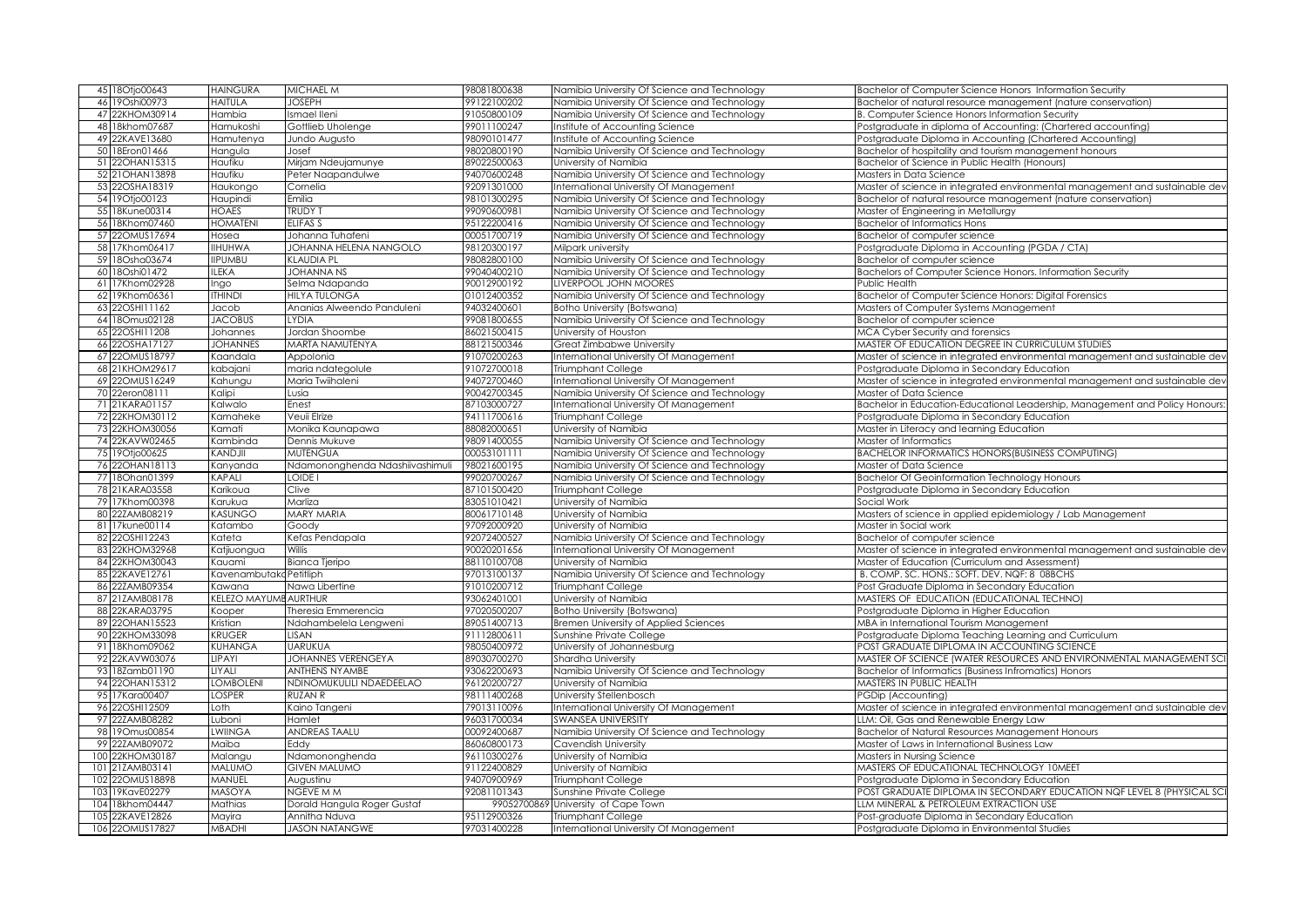| 45 | 18Otjo00643 | HAINGURA | MICHAEL M | 98081800638 | Namibia University Of Science and Technology | Bachelor of Computer Science Honors Information Security |
|---|---|---|---|---|---|---|
| 46 | 19Oshi00973 | HAITULA | JOSEPH | 99122100202 | Namibia University Of Science and Technology | Bachelor of natural resource management (nature conservation) |
| 47 | 22KHOM30914 | Hambia | Ismael Ileni | 91050800109 | Namibia University Of Science and Technology | B. Computer Science Honors Information Security |
| 48 | 18khom07687 | Hamukoshi | Gottlieb Uholenge | 99011100247 | Institute of Accounting Science | Postgraduate in diploma of Accounting: (Chartered accounting) |
| 49 | 22KAVE13680 | Hamutenya | Jundo Augusto | 98090101477 | Institute of Accounting Science | Postgraduate Diploma in Accounting (Chartered Accounting) |
| 50 | 18Eron01466 | Hangula | Josef | 98020800190 | Namibia University Of Science and Technology | Bachelor of hospitality and tourism management honours |
| 51 | 22OHAN15315 | Haufiku | Mirjam Ndeujamunye | 89022500063 | University of Namibia | Bachelor of Science in Public Health (Honours) |
| 52 | 21OHAN13898 | Haufiku | Peter Naapandulwe | 94070600248 | Namibia University Of Science and Technology | Masters in Data Science |
| 53 | 22OSHA18319 | Haukongo | Cornelia | 92091301000 | International University Of Management | Master of science in integrated environmental management and sustainable dev |
| 54 | 19Otjo00123 | Haupindi | Emilia | 98101300295 | Namibia University Of Science and Technology | Bachelor of natural resource management (nature conservation) |
| 55 | 18Kune00314 | HOAES | TRUDY T | 99090600981 | Namibia University Of Science and Technology | Master of Engineering in Metallurgy |
| 56 | 18Khom07460 | HOMATENI | ELIFAS S | 95122200416 | Namibia University Of Science and Technology | Bachelor of Informatics Hons |
| 57 | 22OMUS17694 | Hosea | Johanna Tuhafeni | 00051700719 | Namibia University Of Science and Technology | Bachelor of computer science |
| 58 | 17Khom06417 | IIHUHWA | JOHANNA HELENA NANGOLO | 98120300197 | Milpark university | Postgraduate Diploma in Accounting (PGDA / CTA) |
| 59 | 18Osha03674 | IIPUMBU | KLAUDIA PL | 98082800100 | Namibia University Of Science and Technology | Bachelor of computer science |
| 60 | 18Oshi01472 | ILEKA | JOHANNA NS | 99040400210 | Namibia University Of Science and Technology | Bachelors of Computer Science Honors. Information Security |
| 61 | 17Khom02928 | Ingo | Selma Ndapanda | 90012900192 | LIVERPOOL JOHN MOORES | Public Health |
| 62 | 19Khom06361 | ITHINDI | HILYA TULONGA | 01012400352 | Namibia University Of Science and Technology | Bachelor of Computer Science Honors: Digital Forensics |
| 63 | 22OSHI11162 | Jacob | Ananias Alweendo Panduleni | 94032400601 | Botho University (Botswana) | Masters of Computer Systems Management |
| 64 | 18Omus02128 | JACOBUS | LYDIA | 99081800655 | Namibia University Of Science and Technology | Bachelor of computer science |
| 65 | 22OSHI11208 | Johannes | Jordan Shoombe | 86021500415 | University of Houston | MCA Cyber Security and forensics |
| 66 | 22OSHA17127 | JOHANNES | MARTA NAMUTENYA | 88121500346 | Great Zimbabwe University | MASTER OF EDUCATION DEGREE IN CURRICULUM STUDIES |
| 67 | 22OMUS18797 | Kaandala | Appolonia | 91070200263 | International University Of Management | Master of science in integrated environmental management and sustainable dev |
| 68 | 21KHOM29617 | kabajani | maria ndategolulе | 91072700018 | Triumphant College | Postgraduate Diploma in Secondary Education |
| 69 | 22OMUS16249 | Kahungu | Maria Twiihaleni | 94072700460 | International University Of Management | Master of science in integrated environmental management and sustainable dev |
| 70 | 22eron08111 | Kalipi | Lusia | 90042700345 | Namibia University Of Science and Technology | Master of Data Science |
| 71 | 21KARA01157 | Kalwalo | Enest | 87103000727 | International University Of Management | Bachelor in Education-Educational Leadership, Management and Policy Honours: |
| 72 | 22KHOM30112 | Kamaheke | Veuii Elrize | 94111700616 | Triumphant College | Postgraduate Diploma in Secondary Education |
| 73 | 22KHOM30056 | Kamati | Monika Kaunapawa | 88082000651 | University of Namibia | Master in Literacy and learning Education |
| 74 | 22KAVW02465 | Kambinda | Dennis Mukuve | 98091400055 | Namibia University Of Science and Technology | Master of Informatics |
| 75 | 19Otjo00625 | KANDJII | MUTENGUA | 00053101111 | Namibia University Of Science and Technology | BACHELOR INFORMATICS HONORS(BUSINESS COMPUTING) |
| 76 | 22OHAN18113 | Kanyanda | Ndamononghenda Ndashiivashimuli | 98021600195 | Namibia University Of Science and Technology | Master of Data Science |
| 77 | 18Ohan01399 | KAPALI | LOIDE I | 99020700267 | Namibia University Of Science and Technology | Bachelor Of Geoinformation Technology Honours |
| 78 | 21KARA03558 | Karikoua | Clive | 87101500420 | Triumphant College | Postgraduate Diploma in Secondary Education |
| 79 | 17Khom00398 | Karukua | Mariiza | 83051010421 | University of Namibia | Social Work |
| 80 | 22ZAMB08219 | KASUNGO | MARY MARIA | 80061710148 | University of Namibia | Masters of science in applied epidemiology / Lab Management |
| 81 | 17kune00114 | Katambo | Goody | 97092000920 | University of Namibia | Master in Social work |
| 82 | 22OSHI12243 | Kateta | Kefas Pendapala | 92072400527 | Namibia University Of Science and Technology | Bachelor of computer science |
| 83 | 22KHOM32968 | Katjiuongua | Willis | 90020201656 | International University Of Management | Master of science in integrated environmental management and sustainable dev |
| 84 | 22KHOM30043 | Kauami | Bianca Tjeripo | 88110100708 | University of Namibia | Master of Education (Curriculum and Assessment) |
| 85 | 22KAVE12761 | Kavenambutako | Petitliph | 97013100137 | Namibia University Of Science and Technology | B. COMP. SC. HONS.: SOFT. DEV. NQF: 8 08BCHS |
| 86 | 22ZAMB09354 | Kawana | Nawa Libertine | 91010200712 | Triumphant College | Post Graduate Diploma in Secondary Education |
| 87 | 21ZAMB08178 | KELEZO MAYUMB | AURTHUR | 93062401001 | University of Namibia | MASTERS OF EDUCATION (EDUCATIONAL TECHNO) |
| 88 | 22KARA03795 | Kooper | Theresia Emmerencia | 97020500207 | Botho University (Botswana) | Postgraduate Diploma in Higher Education |
| 89 | 22OHAN15523 | Kristian | Ndahambelela Lengweni | 89051400713 | Bremen University of Applied Sciences | MBA in International Tourism Management |
| 90 | 22KHOM33098 | KRUGER | LISAN | 91112800611 | Sunshine Private College | Postgraduate Diploma Teaching Learning and Curriculum |
| 91 | 18Khom09062 | KUHANGA | UARUKUA | 98050400972 | University of Johannesburg | POST GRADUATE DIPLOMA IN ACCOUNTING SCIENCE |
| 92 | 22KAVW03076 | LIPAYI | JOHANNES VERENGEYA | 89030700270 | Shardha University | MASTER OF SCIENCE (WATER RESOURCES AND ENVIRONMENTAL MANAGEMENT SCI |
| 93 | 18Zamb01190 | LIYALI | ANTHENS NYAMBE | 93062200693 | Namibia University Of Science and Technology | Bachelor of Informatics (Business Infromatics) Honors |
| 94 | 22OHAN15312 | LOMBOLENI | NDINOMUKULILI NDAEDEELAO | 96120200727 | University of Namibia | MASTERS IN PUBLIC HEALTH |
| 95 | 17Kara00407 | LOSPER | RUZAN R | 98111400268 | University Stellenbosch | PGDip (Accounting) |
| 96 | 22OSHI12509 | Loth | Kaino Tangeni | 79013110096 | International University Of Management | Master of science in integrated environmental management and sustainable dev |
| 97 | 22ZAMB08282 | Luboni | Hamlet | 96031700034 | SWANSEA UNIVERSITY | LLM: Oil, Gas and Renewable Energy Law |
| 98 | 19Omus00854 | LWIINGA | ANDREAS TAALU | 00092400687 | Namibia University Of Science and Technology | Bachelor of Natural Resources Management Honours |
| 99 | 22ZAMB09072 | Maiba | Eddy | 86060800173 | Cavendish University | Master of Laws in International Business Law |
| 100 | 22KHOM30187 | Malangu | Ndamononghenda | 96110300276 | University of Namibia | Masters in Nursing Science |
| 101 | 21ZAMB03141 | MALUMO | GIVEN MALUMO | 91122400829 | University of Namibia | MASTERS OF EDUCATIONAL TECHNOLOGY 10MEET |
| 102 | 22OMUS18898 | MANUEL | Augustinu | 94070900969 | Triumphant College | Postgraduate Diploma in Secondary Education |
| 103 | 19KavE02279 | MASOYA | NGEVE M M | 92081101343 | Sunshine Private College | POST GRADUATE DIPLOMA IN SECONDARY EDUCATION NQF LEVEL 8 (PHYSICAL SCI |
| 104 | 18khom04447 | Mathias | Dorald Hangula Roger Gustaf | 99052700869 | University of Cape Town | LLM MINERAL & PETROLEUM EXTRACTION USE |
| 105 | 22KAVE12826 | Mayira | Annitha Nduva | 95112900326 | Triumphant College | Post-graduate Diploma in Secondary Education |
| 106 | 22OMUS17827 | MBADHI | JASON NATANGWE | 97031400228 | International University Of Management | Postgraduate Diploma in Environmental Studies |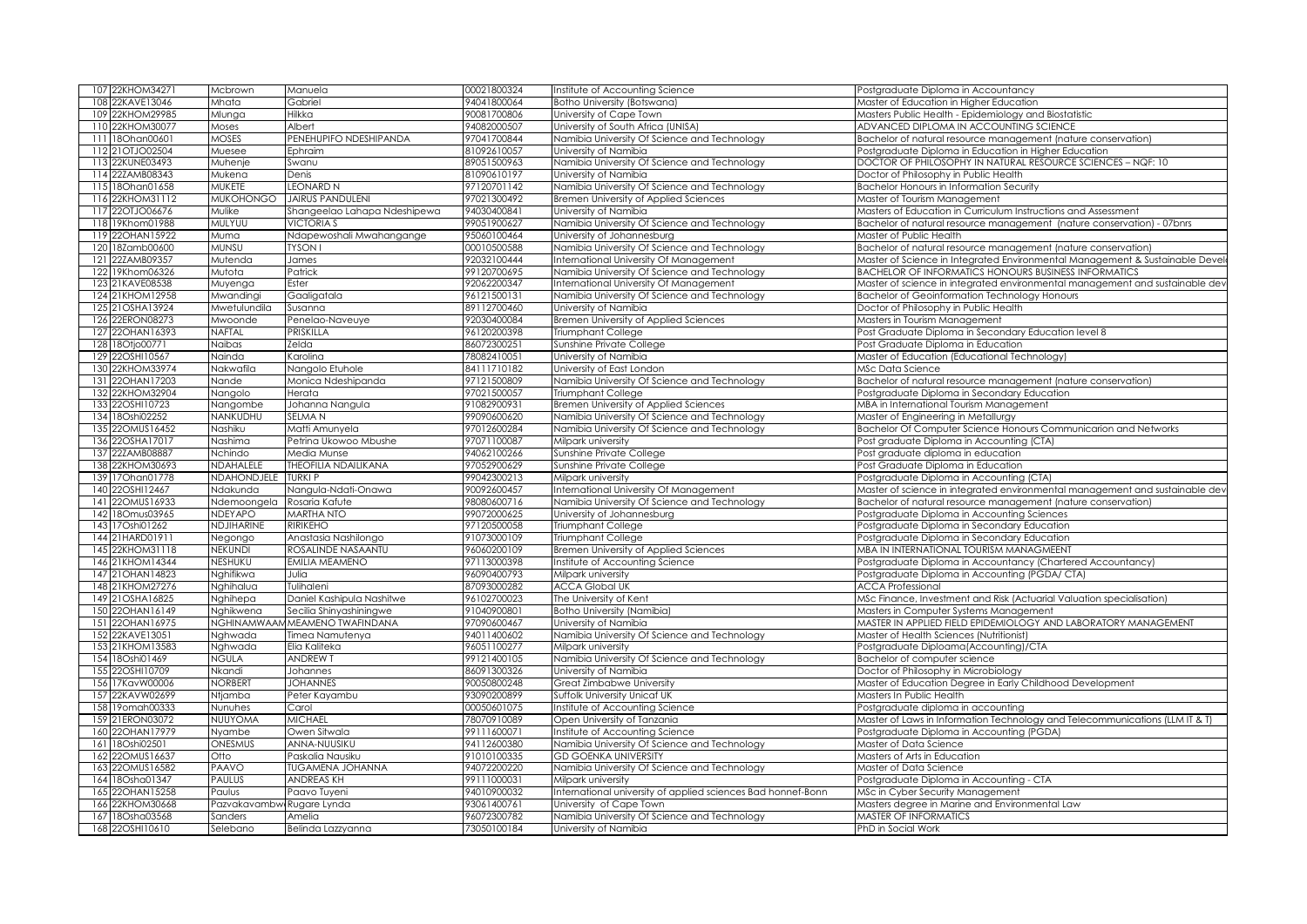| | | | | | | |
|---|---|---|---|---|---|---|
| 107 | 22KHOM34271 | Mcbrown | Manuela | 00021800324 | Institute of Accounting Science | Postgraduate Diploma in Accountancy |
| 108 | 22KAVE13046 | Mhata | Gabriel | 94041800064 | Botho University (Botswana) | Master of Education in Higher Education |
| 109 | 22KHOM29985 | Mlunga | Hilkka | 90081700806 | University of Cape Town | Masters Public Health - Epidemiology and Biostatistic |
| 110 | 22KHOM30077 | Moses | Albert | 94082000507 | University of South Africa (UNISA) | ADVANCED DIPLOMA IN ACCOUNTING SCIENCE |
| 111 | 18Ohan00601 | MOSES | PENEHUPIFO NDESHIPANDA | 97041700844 | Namibia University Of Science and Technology | Bachelor of natural resource management (nature conservation) |
| 112 | 21OTJO02504 | Muesee | Ephraim | 81092610057 | University of Namibia | Postgraduate Diploma in Education in Higher Education |
| 113 | 22KUNE03493 | Muhenje | Swanu | 89051500963 | Namibia University Of Science and Technology | DOCTOR OF PHILOSOPHY IN NATURAL RESOURCE SCIENCES – NQF: 10 |
| 114 | 22ZAMB08343 | Mukena | Denis | 81090610197 | University of Namibia | Doctor of Philosophy in Public Health |
| 115 | 18Ohan01658 | MUKETE | LEONARD N | 97120701142 | Namibia University Of Science and Technology | Bachelor Honours in Information Security |
| 116 | 22KHOM31112 | MUKOHONGO | JAIRUS PANDULENI | 97021300492 | Bremen University of Applied Sciences | Master of Tourism Management |
| 117 | 22OTJO06676 | Mulike | Shangeelao Lahapa Ndeshipewa | 94030400841 | University of Namibia | Masters of Education in Curriculum Instructions and Assessment |
| 118 | 19Khom01988 | MULYUU | VICTORIA S | 99051900627 | Namibia University Of Science and Technology | Bachelor of natural resource management (nature conservation) - 07bnrs |
| 119 | 22OHAN15922 | Muma | Ndapewoshali Mwahangange | 95060100464 | University of Johannesburg | Master of Public Health |
| 120 | 18Zamb00600 | MUNSU | TYSON I | 00010500588 | Namibia University Of Science and Technology | Bachelor of natural resource management (nature conservation) |
| 121 | 22ZAMB09357 | Mutenda | James | 92032100444 | International University Of Management | Master of Science in Integrated Environmental Management & Sustainable Devel |
| 122 | 19Khom06326 | Mutota | Patrick | 99120700695 | Namibia University Of Science and Technology | BACHELOR OF INFORMATICS HONOURS BUSINESS INFORMATICS |
| 123 | 21KAVE08538 | Muyenga | Ester | 92062200347 | International University Of Management | Master of science in integrated environmental management and sustainable dev |
| 124 | 21KHOM12958 | Mwandingi | Gaaligatala | 96121500131 | Namibia University Of Science and Technology | Bachelor of Geoinformation Technology Honours |
| 125 | 21OSHA13924 | Mwetulundila | Susanna | 89112700460 | University of Namibia | Doctor of Philosophy in Public Health |
| 126 | 22ERON08273 | Mwoonde | Penelao-Naveuye | 92030400084 | Bremen University of Applied Sciences | Masters in Tourism Management |
| 127 | 22OHAN16393 | NAFTAL | PRISKILLA | 96120200398 | Triumphant College | Post Graduate Diploma in Secondary Education level 8 |
| 128 | 18Otjo00771 | Naibas | Zelda | 86072300251 | Sunshine Private College | Post Graduate Diploma in Education |
| 129 | 22OSHI10567 | Nainda | Karolina | 78082410051 | University of Namibia | Master of Education (Educational Technology) |
| 130 | 22KHOM33974 | Nakwafila | Nangolo Etuhole | 84111710182 | University of East London | MSc Data Science |
| 131 | 22OHAN17203 | Nande | Monica Ndeshipanda | 97121500809 | Namibia University Of Science and Technology | Bachelor of natural resource management (nature conservation) |
| 132 | 22KHOM32904 | Nangolo | Herata | 97021500057 | Triumphant College | Postgraduate Diploma in Secondary Education |
| 133 | 22OSHI10723 | Nangombe | Johanna Nangula | 91082900931 | Bremen University of Applied Sciences | MBA in International Tourism Management |
| 134 | 18Oshi02252 | NANKUDHU | SELMA N | 99090600620 | Namibia University Of Science and Technology | Master of Engineering in Metallurgy |
| 135 | 22OMUS16452 | Nashiku | Matti Amunyela | 97012600284 | Namibia University Of Science and Technology | Bachelor Of Computer Science Honours Communicarion and Networks |
| 136 | 22OSHA17017 | Nashima | Petrina Ukowoo Mbushe | 97071100087 | Milpark university | Post graduate Diploma in Accounting (CTA) |
| 137 | 22ZAMB08887 | Nchindo | Media Munse | 94062100266 | Sunshine Private College | Post graduate diploma in education |
| 138 | 22KHOM30693 | NDAHALELE | THEOFILIA NDAILIKANA | 97052900629 | Sunshine Private College | Post Graduate Diploma in Education |
| 139 | 17Ohan01778 | NDAHONDJELE | TURKI P | 99042300213 | Milpark university | Postgraduate Diploma in Accounting (CTA) |
| 140 | 22OSHI12467 | Ndakunda | Nangula-Ndati-Onawa | 90092600457 | International University Of Management | Master of science in integrated environmental management and sustainable dev |
| 141 | 22OMUS16933 | Ndemoongela | Rosaria Kafute | 98080600716 | Namibia University Of Science and Technology | Bachelor of natural resource management (nature conservation) |
| 142 | 18Omus03965 | NDEYAPO | MARTHA NTO | 99072000625 | University of Johannesburg | Postgraduate Diploma in Accounting Sciences |
| 143 | 17Oshi01262 | NDJIHARINE | RIRIKEHO | 97120500058 | Triumphant College | Postgraduate Diploma in Secondary Education |
| 144 | 21HARD01911 | Negongo | Anastasia Nashilongo | 91073000109 | Triumphant College | Postgraduate Diploma in Secondary Education |
| 145 | 22KHOM31118 | NEKUNDI | ROSALINDE NASAANTU | 96060200109 | Bremen University of Applied Sciences | MBA IN INTERNATIONAL TOURISM MANAGMEENT |
| 146 | 21KHOM14344 | NESHUKU | EMILIA MEAMENO | 97113000398 | Institute of Accounting Science | Postgraduate Diploma in Accountancy (Chartered Accountancy) |
| 147 | 21OHAN14823 | Nghifikwa | Julia | 96090400793 | Milpark university | Postgraduate Diploma in Accounting (PGDA/ CTA) |
| 148 | 21KHOM27276 | Nghihalua | Tulihaleni | 87093000282 | ACCA Global UK | ACCA Professional |
| 149 | 21OSHA16825 | Nghihepa | Daniel Kashipula Nashitwe | 96102700023 | The University of Kent | MSc Finance, Investment and Risk (Actuarial Valuation specialisation) |
| 150 | 22OHAN16149 | Nghikwena | Secilia Shinyashiningwe | 91040900801 | Botho University (Namibia) | Masters in Computer Systems Management |
| 151 | 22OHAN16975 | NGHINAMWAAM | MEAMENO TWAFINDANA | 97090600467 | University of Namibia | MASTER IN APPLIED FIELD EPIDEMIOLOGY AND LABORATORY MANAGEMENT |
| 152 | 22KAVE13051 | Nghwada | Timea Namutenya | 94011400602 | Namibia University Of Science and Technology | Master of Health Sciences (Nutritionist) |
| 153 | 21KHOM13583 | Nghwada | Elia Kaliteka | 96051100277 | Milpark university | Postgraduate Diploama(Accounting)/CTA |
| 154 | 18Oshi01469 | NGULA | ANDREW T | 99121400105 | Namibia University Of Science and Technology | Bachelor of computer science |
| 155 | 22OSHI10709 | Nkandi | Johannes | 86091300326 | University of Namibia | Doctor of Philosophy in Microbiology |
| 156 | 17KavW00006 | NORBERT | JOHANNES | 90050800248 | Great Zimbabwe University | Master of Education Degree in Early Childhood Development |
| 157 | 22KAVW02699 | Ntjamba | Peter Kayambu | 93090200899 | Suffolk University Unicaf UK | Masters In Public Health |
| 158 | 19omah00333 | Nunuhes | Carol | 00050601075 | Institute of Accounting Science | Postgraduate diploma in accounting |
| 159 | 21ERON03072 | NUUYOMA | MICHAEL | 78070910089 | Open University of Tanzania | Master of Laws in Information Technology and Telecommunications (LLM IT & T) |
| 160 | 22OHAN17979 | Nyambe | Owen Sitwala | 99111600071 | Institute of Accounting Science | Postgraduate Diploma in Accounting (PGDA) |
| 161 | 18Oshi02501 | ONESMUS | ANNA-NUUSIKU | 94112600380 | Namibia University Of Science and Technology | Master of Data Science |
| 162 | 22OMUS16637 | Otto | Paskalia Nausiku | 91010100335 | GD GOENKA UNIVERSITY | Masters of Arts in Education |
| 163 | 22OMUS16582 | PAAVO | TUGAMENA JOHANNA | 94072200220 | Namibia University Of Science and Technology | Master of Data Science |
| 164 | 18Osha01347 | PAULUS | ANDREAS KH | 99111000031 | Milpark university | Postgraduate Diploma in Accounting - CTA |
| 165 | 22OHAN15258 | Paulus | Paavo Tuyeni | 94010900032 | International university of applied sciences Bad honnef-Bonn | MSc in Cyber Security Management |
| 166 | 22KHOM30668 | Pazvakavambwa | Rugare Lynda | 93061400761 | University of Cape Town | Masters degree in Marine and Environmental Law |
| 167 | 18Osha03568 | Sanders | Amelia | 96072300782 | Namibia University Of Science and Technology | MASTER OF INFORMATICS |
| 168 | 22OSHI10610 | Selebano | Belinda Lazzyanna | 73050100184 | University of Namibia | PhD in Social Work |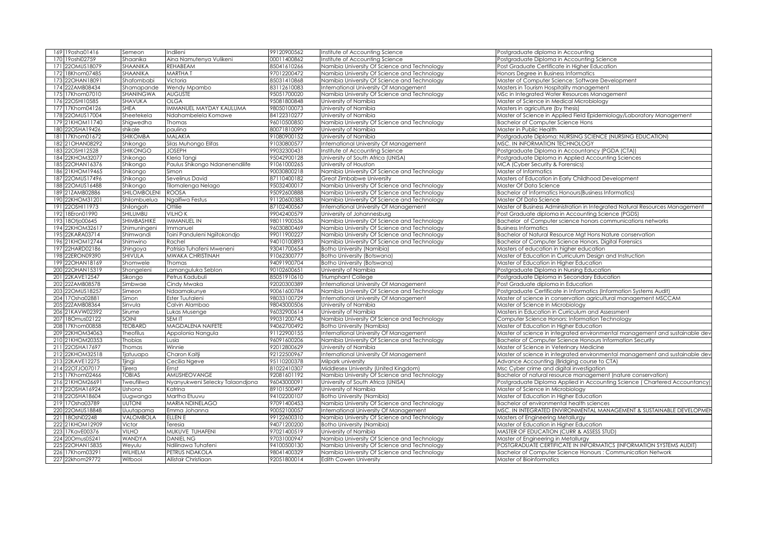| 169 | 19osha01416 | Semeon | Indileni | 99120900562 | Institute of Accounting Science | Postgraduate diploma in Accounting |
|---|---|---|---|---|---|---|
| 170 | 19oshi02759 | Shaanika | Aina Namutenya Vulikeni | 00011400862 | Institute of Accounting Science | Postgraduate Diploma in Accounting Science |
| 171 | 22OMUS18079 | SHAANIKA | REHABEAM | 85041610266 | Namibia University Of Science and Technology | Post Graduate Certificate in Higher Education |
| 172 | 18Khom07485 | SHAANIKA | MARTHA T | 97012200472 | Namibia University Of Science and Technology | Honors Degree in Business Informatics |
| 173 | 22OHAN18091 | Shafombabi | Victoria | 85031410868 | Namibia University Of Science and Technology | Master of Computer Science: Software Development |
| 174 | 22ZAMB08434 | Shamapande | Wendy Mpambo | 83112610083 | International University Of Management | Masters in Tourism Hospitality management |
| 175 | 17Khom07010 | SHANINGWA | AUGUSTE | 95051700020 | Namibia University Of Science and Technology | MSc in Integrated Water Resources Management |
| 176 | 22OSHI10585 | SHAVUKA | OLGA | 95081800848 | University of Namibia | Master of Science in Medical Microbiology |
| 177 | 17Khom04126 | SHEA | IMMANUEL MAYDAY KAULUMA | 98050100073 | University of Namibia | Masters in agriculture (by thesis) |
| 178 | 22OMUS17004 | Sheetekela | Ndahambelela Komawe | 84122310277 | University of Namibia | Master of Science in Applied Field Epidemiology/Laboratory Management |
| 179 | 21KHOM11740 | Shigwedha | Thomas | 96010500850 | Namibia University Of Science and Technology | Bachelor of Computer Science Hons |
| 180 | 22OSHA19426 | shikale | paulina | 80071810099 | University of Namibia | Master in Public Health |
| 181 | 17Khom01672 | SHIKOMBA | MALAKIA | 91080900152 | University of Namibia | Postgraduate Diploma: NURSING SCIENCE (NURSING EDUCATION) |
| 182 | 21OHAN08292 | Shikongo | Silas Muhongo Elifas | 91030800577 | International University Of Management | MSC. IN INFORMATION TECHNOLOGY |
| 183 | 22OSHI12528 | SHIKONGO | JOSEPH | 99032300431 | Institute of Accounting Science | Postgraduate Diploma in Accountancy (PGDA (CTA)) |
| 184 | 22KHOM32077 | Shikongo | Kleria Tangi | 95042900128 | University of South Africa (UNISA) | Postgraduate Diploma in Applied Accounting Sciences |
| 185 | 22OHAN16376 | Shikongo | Paulus Shikongo Ndanenendilife | 91061000265 | University of Houston | MCA (Cyber Security & Forensics) |
| 186 | 21KHOM19465 | Shikongo | Simon | 90030800218 | Namibia University Of Science and Technology | Master of Informatics |
| 187 | 22OMUS17496 | Shikongo | Sevelinus David | 87110400182 | Great Zimbabwe University | Masters of Education in Early Childhood Development |
| 188 | 22OMUS16488 | Shikongo | Tilomalenga Nelago | 95032400017 | Namibia University Of Science and Technology | Master Of Data Science |
| 189 | 21ZAMB02886 | SHILOMBOLENI | ROOSA | 95092600888 | Namibia University Of Science and Technology | Bachelor of Informatics Honours(Business Informatics) |
| 190 | 22KHOM31201 | Shilombuelua | Ngaifiwa Festus | 91120600383 | Namibia University Of Science and Technology | Master Of Data Science |
| 191 | 22OSHI11973 | Shilongoh | Ottilie | 87102400567 | International University Of Management | Master of Business Administration in Integrated Natural Resources Management |
| 192 | 18Eron01990 | SHILUMBU | VILHO K | 99042400579 | University of Johannesburg | Post Graduate diploma in Accounting Science (PGDS) |
| 193 | 18Otjo00645 | SHIMBASHIKE | IMMANUEL IN | 98011900536 | Namibia University Of Science and Technology | Bachelor of Computer science honors communications networks |
| 194 | 22KHOM32617 | Shimuningeni | Immanuel | 96030800469 | Namibia University Of Science and Technology | Business Informatics |
| 195 | 22KARA03714 | Shimwandi | Toini Panduleni Ngiitokondjo | 99011900227 | Namibia University Of Science and Technology | Bachelor of Natural Resource Mgt Hons Nature conservation |
| 196 | 21KHOM12744 | Shimwino | Rachel | 94010100893 | Namibia University Of Science and Technology | Bachelor of Computer Science Honors, Digital Forensics |
| 197 | 22HARD02186 | Shingoya | Patrisia Tuhafeni Mweneni | 93041700654 | Botho University (Namibia) | Masters of education in higher education |
| 198 | 22ERON09390 | SHIVULA | MWAKA CHRISTINAH | 91062300777 | Botho University (Botswana) | Master of Education in Curriculum Design and Instruction |
| 199 | 22OHAN18169 | Shomwele | Thomas | 94091900704 | Botho University (Botswana) | Master of Education in Higher Education |
| 200 | 22OHAN15319 | Shongeleni | Lamanguluka Seblon | 90102600651 | University of Namibia | Postgraduate Diploma in Nursing Education |
| 201 | 22KAVE12547 | Sikongo | Petrus Kadubuli | 85051910610 | Triumphant College | Postgraduate Diploma in Secondary Education |
| 202 | 22ZAMB08578 | Simbwae | Cindy Mwaka | 92020300389 | International University Of Management | Post Graduate diploma in Education |
| 203 | 22OMUS18257 | Simeon | Ndaamakunye | 90061600784 | Namibia University Of Science and Technology | Postgraduate Certificate in Informatics (Information Systems Audit) |
| 204 | 17Osha02881 | Simon | Ester Tuutaleni | 98033100729 | International University Of Management | Master of science in conservation agricultural management MSCCAM |
| 205 | 22ZAMB08364 | Sinvula | Calvin Alambao | 98043000506 | University of Namibia | Master of Science in Microbiology |
| 206 | 21KAVW02392 | Sirume | Lukas Musenge | 96032900614 | University of Namibia | Masters in Education in Curriculum and Assessment |
| 207 | 18Omus02122 | SOINI | SEM IT | 99031200743 | Namibia University Of Science and Technology | Computer Science Honors: Information Technology |
| 208 | 17Khom00858 | TEOBARD | MAGDALENA NAIFETE | 94062700492 | Botho University (Namibia) | Master of Education in Higher Education |
| 209 | 22KHOM34063 | Theofilus | Appolonia Nangula | 91122900155 | International University Of Management | Master of science in integrated environmental management and sustainable dev |
| 210 | 21KHOM20353 | Thobias | Lusia | 96091600206 | Namibia University Of Science and Technology | Bachelor of Computer Science Honours Information Security |
| 211 | 22OSHA17697 | Thomas | Winnie | 92012800629 | University of Namibia | Master of Science in Veterinary Medicine |
| 212 | 22KHOM32518 | Tjatuuapo | Charon Kaitji | 92122500967 | International University Of Management | Master of science in integrated environmental management and sustainable dev |
| 213 | 22KAVE12275 | Tjingi | Cecilia Ngeve | 95110200378 | Milpark university | Advance Accounting (Bridging course to CTA) |
| 214 | 22OTJO07017 | Tjirera | Ernst | 81022410307 | Middlesex University (United Kingdom) | Msc Cyber crime and digital investigation |
| 215 | 17Khom02466 | TOBIAS | AMUSHEOVANGE | 92081601192 | Namibia University Of Science and Technology | Bachelor of natural resource management (nature conservation) |
| 216 | 21KHOM26691 | Tweufiilwa | Nyanyukweni Selecky Talaondjona | 96043000091 | University of South Africa (UNISA) | Postgraduate Diploma Applied in Accounting Science ( Chartered Accountancy) |
| 217 | 22OSHA16924 | Ushona | Katrina | 89101500497 | University of Namibia | Master of Science in Microbiology |
| 218 | 22OSHA18604 | Uugwanga | Martha Etuuvu | 94102200107 | Botho University (Namibia) | Master of Education in Higher Education |
| 219 | 17Osha03789 | UUTONI | MARIA NDINELAGO | 97091400453 | Namibia University Of Science and Technology | Bachelor of environmental health sciences |
| 220 | 22OMUS18848 | Uuutapama | Emma Johanna | 90052100057 | International University Of Management | MSC. IN INTEGRATED ENVIRONMENTAL MANAGEMENT & SUSTAINABLE DEVELOPMEN |
| 221 | 18Oshi02248 | VALOMBOLA | ELLEN E | 99122600310 | Namibia University Of Science and Technology | Masters of Engineering Metallurgy |
| 222 | 21KHOM12909 | Victor | Teresia | 94071200200 | Botho University (Namibia) | Master of Education in Higher Education |
| 223 | 17KavE00376 | VILHO | MUKUVE TUHAFENI | 97021400519 | University of Namibia | MASTER OF EDUCATION (CURR & ASSESS STUD) |
| 224 | 20Omus05241 | WANDYA | DANIEL NG | 97031000947 | Namibia University Of Science and Technology | Master of Engineering in Metallurgy |
| 225 | 22OHAN15835 | Weyulu | Ndilinawa Tuhafeni | 94100500130 | Namibia University Of Science and Technology | POSTGRADUATE CERTIFICATE IN INFORMATICS (INFORMATION SYSTEMS AUDIT) |
| 226 | 17Khom03291 | WILHELM | PETRUS NDAKOLA | 98041400329 | Namibia University Of Science and Technology | Bachelor of Computer Science Honours : Communication Network |
| 227 | 22khom29772 | Witbooi | Allistair Christiaan | 92051800014 | Edith Cowen University | Master of Bioinformatics |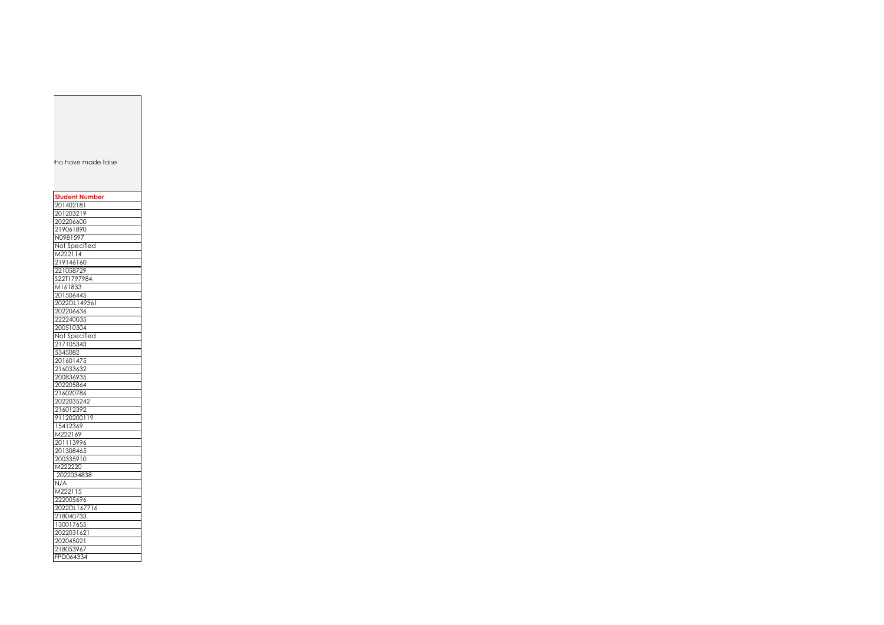ho have made false

| Student Number |
|---|
| 201402181 |
| 201203219 |
| 202206600 |
| 219061890 |
| N0981597 |
| Not Specified |
| M222114 |
| 219146160 |
| 221058729 |
| S22T1797984 |
| M161833 |
| 201506445 |
| 2022DL149361 |
| 202206636 |
| 222240035 |
| 200510304 |
| Not Specified |
| 217105343 |
| 5345082 |
| 201601475 |
| 216033632 |
| 200836935 |
| 202205864 |
| 216020786 |
| 2022035242 |
| 216012392 |
| 91120200119 |
| 15412369 |
| M222169 |
| 201113996 |
| 201308465 |
| 200335910 |
| M222220 |
| 2022034838 |
| N/A |
| M222115 |
| 222005696 |
| 2022DL167716 |
| 218040733 |
| 130017655 |
| 2022031621 |
| 202045021 |
| 218053967 |
| FPD064334 |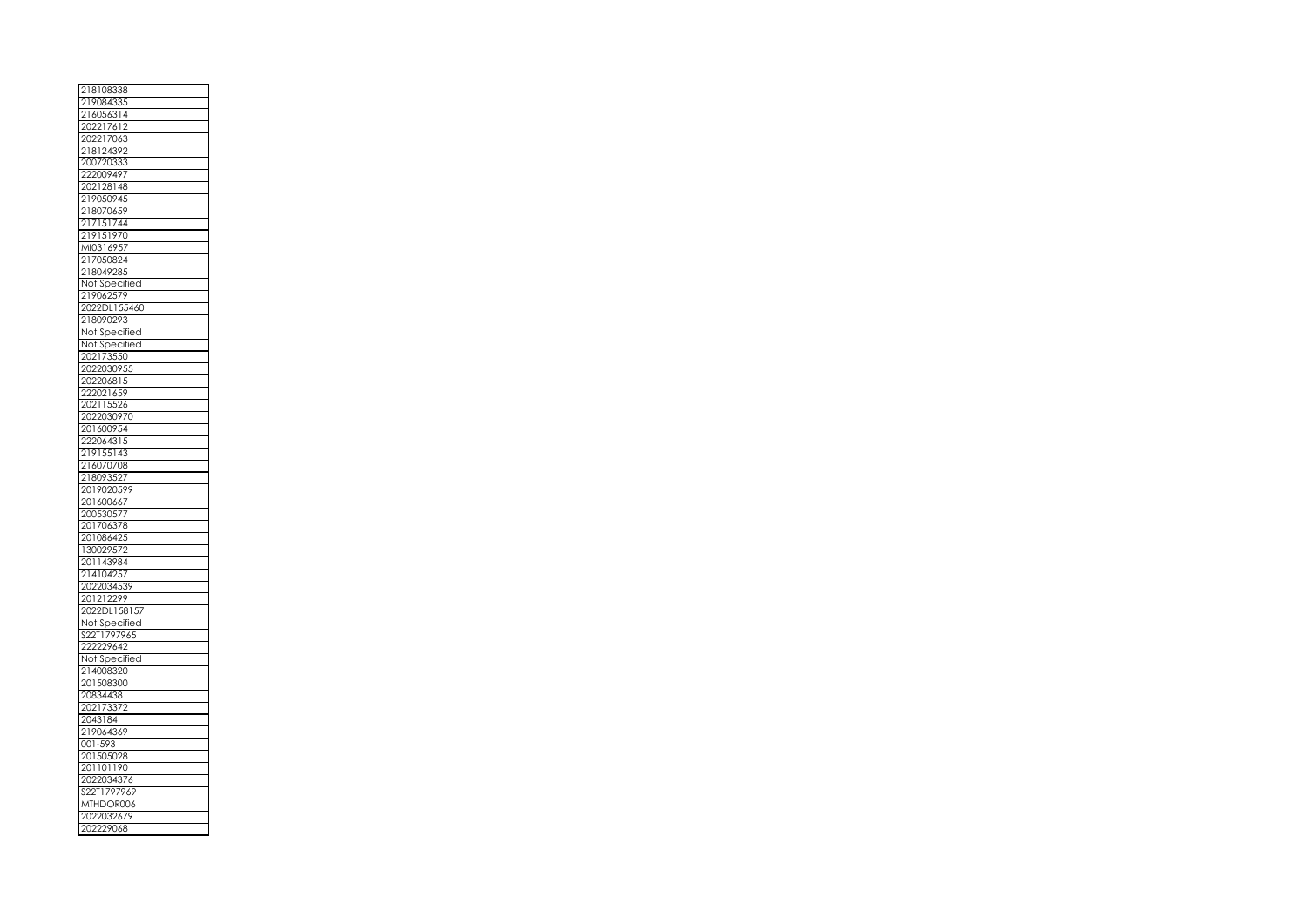| 218108338 |
|---|
| 219084335 |
| 216056314 |
| 202217612 |
| 202217063 |
| 218124392 |
| 200720333 |
| 222009497 |
| 202128148 |
| 219050945 |
| 218070659 |
| 217151744 |
| 219151970 |
| MI0316957 |
| 217050824 |
| 218049285 |
| Not Specified |
| 219062579 |
| 2022DL155460 |
| 218090293 |
| Not Specified |
| Not Specified |
| 202173550 |
| 2022030955 |
| 202206815 |
| 222021659 |
| 202115526 |
| 2022030970 |
| 201600954 |
| 222064315 |
| 219155143 |
| 216070708 |
| 218093527 |
| 2019020599 |
| 201600667 |
| 200530577 |
| 201706378 |
| 201086425 |
| 130029572 |
| 201143984 |
| 214104257 |
| 2022034539 |
| 201212299 |
| 2022DL158157 |
| Not Specified |
| S22T1797965 |
| 222229642 |
| Not Specified |
| 214008320 |
| 201508300 |
| 20834438 |
| 202173372 |
| 2043184 |
| 219064369 |
| 001-593 |
| 201505028 |
| 201101190 |
| 2022034376 |
| S22T1797969 |
| MTHDOR006 |
| 2022032679 |
| 202229068 |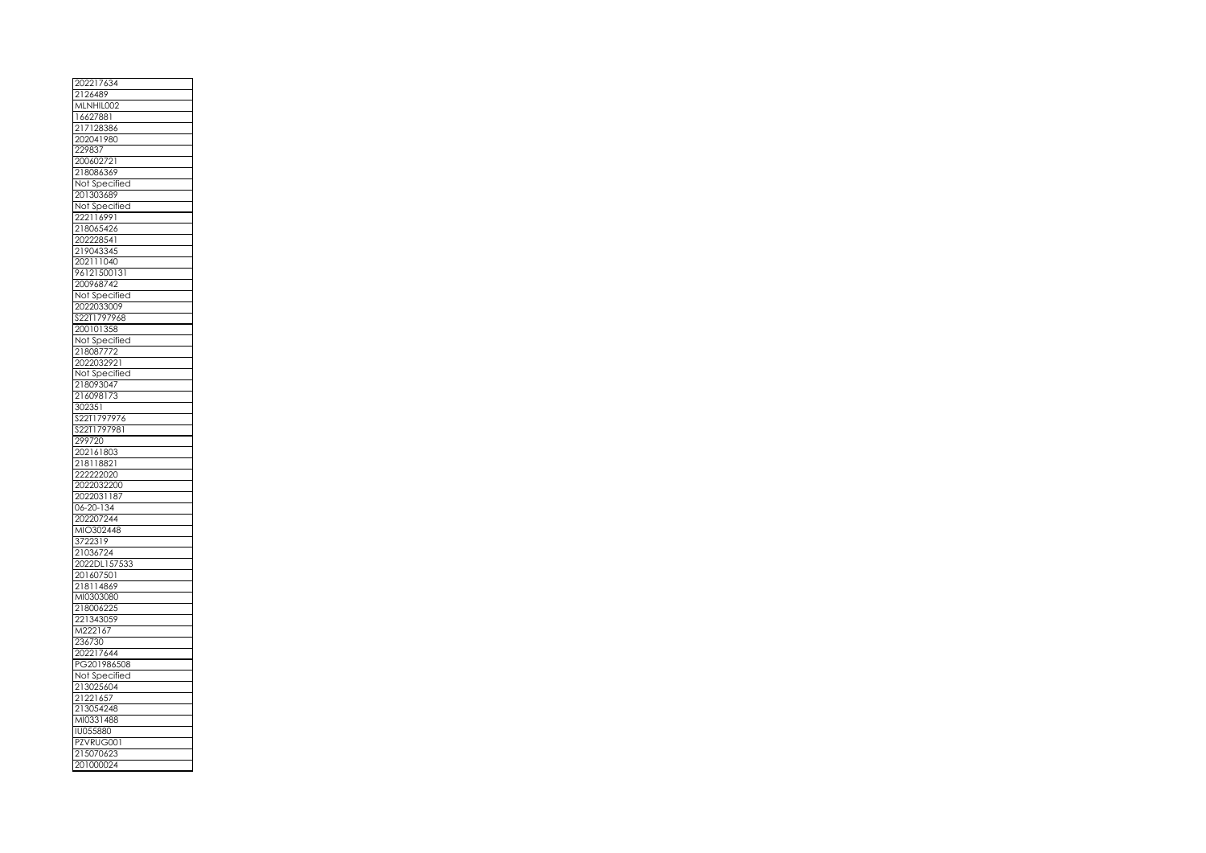| 202217634 |
|---|
| 2126489 |
| MLNHIL002 |
| 16627881 |
| 217128386 |
| 202041980 |
| 229837 |
| 200602721 |
| 218086369 |
| Not Specified |
| 201303689 |
| Not Specified |
| 222116991 |
| 218065426 |
| 202228541 |
| 219043345 |
| 202111040 |
| 96121500131 |
| 200968742 |
| Not Specified |
| 2022033009 |
| S22T1797968 |
| 200101358 |
| Not Specified |
| 218087772 |
| 2022032921 |
| Not Specified |
| 218093047 |
| 216098173 |
| 302351 |
| S22T1797976 |
| S22T1797981 |
| 299720 |
| 202161803 |
| 218118821 |
| 222222020 |
| 2022032200 |
| 2022031187 |
| 06-20-134 |
| 202207244 |
| MIO302448 |
| 3722319 |
| 21036724 |
| 2022DL157533 |
| 201607501 |
| 218114869 |
| MI0303080 |
| 218006225 |
| 221343059 |
| M222167 |
| 236730 |
| 202217644 |
| PG201986508 |
| Not Specified |
| 213025604 |
| 21221657 |
| 213054248 |
| MI0331488 |
| IU055880 |
| PZVRUG001 |
| 215070623 |
| 201000024 |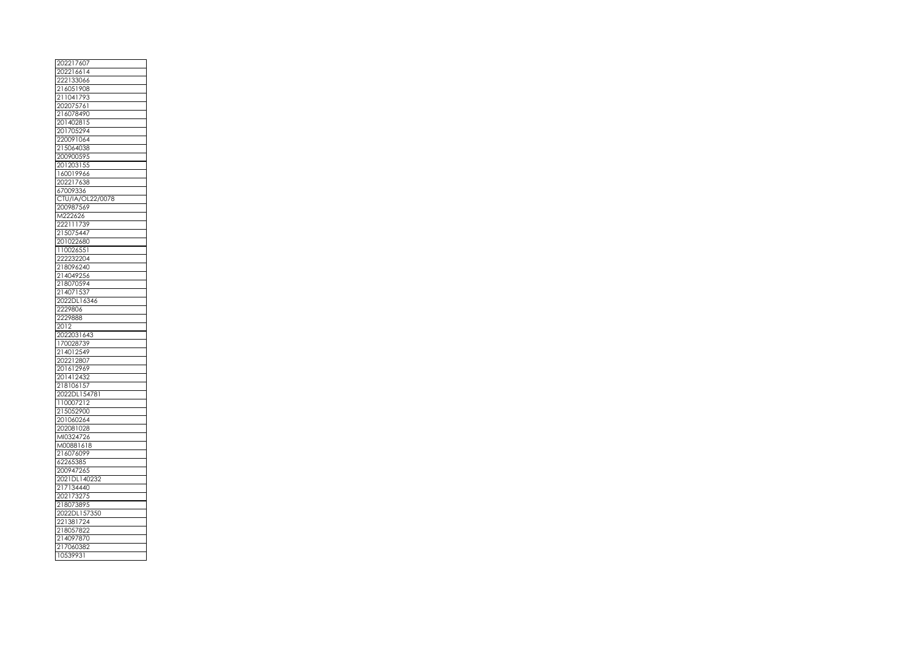| |
|---|
| 202217607 |
| 202216614 |
| 222133066 |
| 216051908 |
| 211041793 |
| 202075761 |
| 216078490 |
| 201402815 |
| 201705294 |
| 220091064 |
| 215064038 |
| 200900595 |
| 201203155 |
| 160019966 |
| 202217638 |
| 67009336 |
| CTU/IA/OL22/0078 |
| 200987569 |
| M222626 |
| 222111739 |
| 215075447 |
| 201022680 |
| 110026551 |
| 222232204 |
| 218096240 |
| 214049256 |
| 218070594 |
| 214071537 |
| 2022DL16346 |
| 2229806 |
| 2229888 |
| 2012 |
| 2022031643 |
| 170028739 |
| 214012549 |
| 202212807 |
| 201612969 |
| 201412432 |
| 218106157 |
| 2022DL154781 |
| 110007212 |
| 215052900 |
| 201060264 |
| 202081028 |
| MI0324726 |
| M00881618 |
| 216076099 |
| 62265385 |
| 200947265 |
| 2021DL140232 |
| 217134440 |
| 202173275 |
| 218073895 |
| 2022DL157350 |
| 221381724 |
| 218057822 |
| 214097870 |
| 217060382 |
| 10539931 |